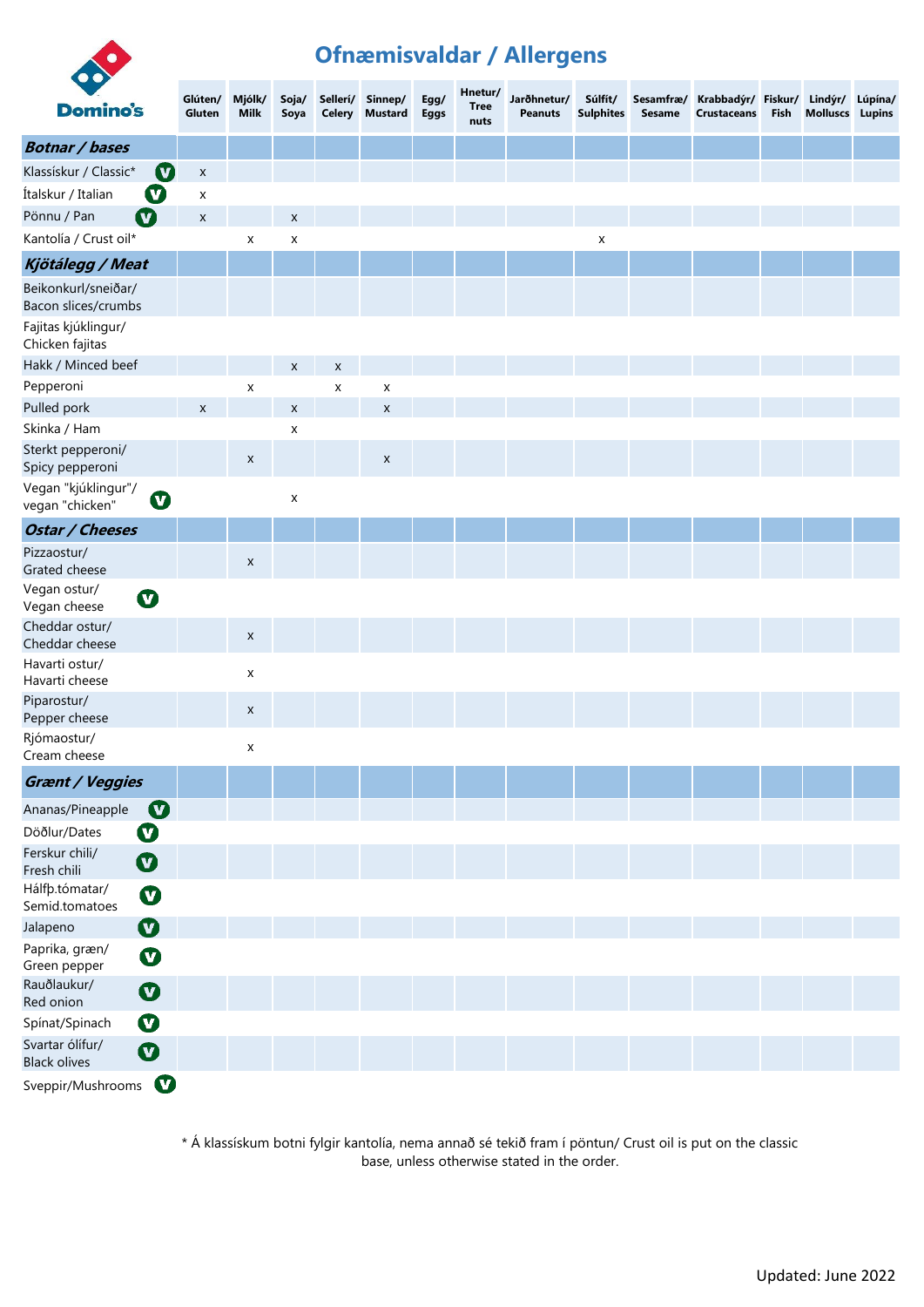# Ofnæmisvaldar / Allergens

| | Glúten/ Gluten | Mjólk/ Milk | Soja/ Soya | Selleri/ Celery | Sinnep/ Mustard | Egg/ Eggs | Hnetur/ Tree nuts | Jarðhnetur/ Peanuts | Súlfít/ Sulphites | Sesamfræ/ Sesame | Krabbadýr/ Crustaceans | Fiskur/ Fish | Lindýr/ Molluscs | Lúpína/ Lupins |
|---|---|---|---|---|---|---|---|---|---|---|---|---|---|---|
| ***Botnar / bases*** | | | | | | | | | | | | | | |
| Klassískur / Classic* (V) | x | | | | | | | | | | | | | |
| Ítalskur / Italian (V) | x | | | | | | | | | | | | | |
| Pönnu / Pan (V) | x | | x | | | | | | | | | | | |
| Kantolía / Crust oil* | | x | x | | | | | | x | | | | | |
| ***Kjötálegg / Meat*** | | | | | | | | | | | | | | |
| Beikonkurl/sneiðar/ Bacon slices/crumbs | | | | | | | | | | | | | | |
| Fajitas kjúklingur/ Chicken fajitas | | | | | | | | | | | | | | |
| Hakk / Minced beef | | | x | x | | | | | | | | | | |
| Pepperoni | | x | | x | x | | | | | | | | | |
| Pulled pork | x | | x | | x | | | | | | | | | |
| Skinka / Ham | | | x | | | | | | | | | | | |
| Sterkt pepperoni/ Spicy pepperoni | | x | | | x | | | | | | | | | |
| Vegan "kjúklingur"/ vegan "chicken" (V) | | | x | | | | | | | | | | | |
| ***Ostar / Cheeses*** | | | | | | | | | | | | | | |
| Pizzaostur/ Grated cheese | | x | | | | | | | | | | | | |
| Vegan ostur/ Vegan cheese (V) | | | | | | | | | | | | | | |
| Cheddar ostur/ Cheddar cheese | | x | | | | | | | | | | | | |
| Havarti ostur/ Havarti cheese | | x | | | | | | | | | | | | |
| Piparostur/ Pepper cheese | | x | | | | | | | | | | | | |
| Rjómaostur/ Cream cheese | | x | | | | | | | | | | | | |
| ***Grænt / Veggies*** | | | | | | | | | | | | | | |
| Ananas/Pineapple (V) | | | | | | | | | | | | | | |
| Döðlur/Dates (V) | | | | | | | | | | | | | | |
| Ferskur chili/ Fresh chili (V) | | | | | | | | | | | | | | |
| Hálfþ.tómatar/ Semid.tomatoes (V) | | | | | | | | | | | | | | |
| Jalapeno (V) | | | | | | | | | | | | | | |
| Paprika, græn/ Green pepper (V) | | | | | | | | | | | | | | |
| Rauðlaukur/ Red onion (V) | | | | | | | | | | | | | | |
| Spínat/Spinach (V) | | | | | | | | | | | | | | |
| Svartar ólífur/ Black olives (V) | | | | | | | | | | | | | | |
| Sveppir/Mushrooms (V) | | | | | | | | | | | | | | |

* Á klassískum botni fylgir kantolía, nema annað sé tekið fram í pöntun/ Crust oil is put on the classic base, unless otherwise stated in the order.

Updated: June 2022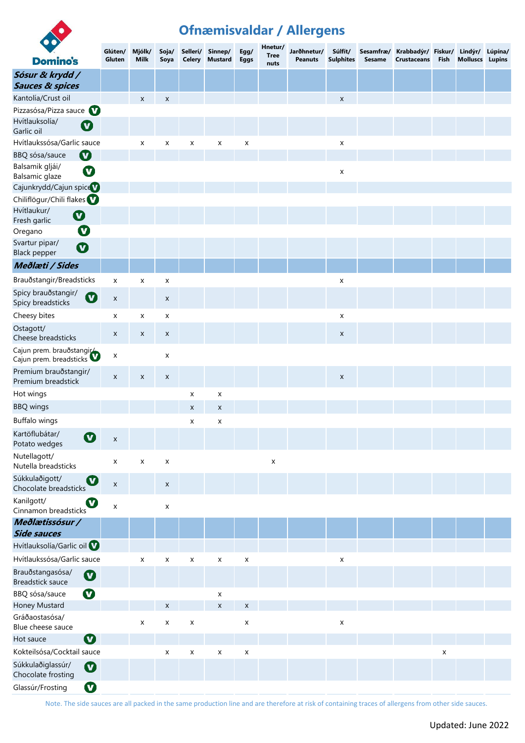# Ofnæmisvaldar / Allergens

| | Glúten/ Gluten | Mjólk/ Milk | Soja/ Soya | Sellerí/ Celery | Sinnep/ Mustard | Egg/ Eggs | Hnetur/ Tree nuts | Jarðhnetur/ Peanuts | Súlfít/ Sulphites | Sesamfræ/ Sesame | Krabbadýr/ Crustaceans | Fiskur/ Fish | Lindýr/ Molluscs | Lúpína/ Lupins |
|---|---|---|---|---|---|---|---|---|---|---|---|---|---|---|
| ***Sósur & krydd / Sauces & spices*** | | | | | | | | | | | | | | |
| Kantolía/Crust oil | | x | x | | | | | | x | | | | | |
| Pizzasósa/Pizza sauce (V) | | | | | | | | | | | | | | |
| Hvítlauksolía/ Garlic oil (V) | | | | | | | | | | | | | | |
| Hvítlaukssósa/Garlic sauce | | x | x | x | x | x | | | x | | | | | |
| BBQ sósa/sauce (V) | | | | | | | | | | | | | | |
| Balsamik gljái/ Balsamic glaze (V) | | | | | | | | | x | | | | | |
| Cajunkrydd/Cajun spice (V) | | | | | | | | | | | | | | |
| Chiliflögur/Chili flakes (V) | | | | | | | | | | | | | | |
| Hvítlaukur/ Fresh garlic (V) | | | | | | | | | | | | | | |
| Oregano (V) | | | | | | | | | | | | | | |
| Svartur pipar/ Black pepper (V) | | | | | | | | | | | | | | |
| ***Meðlæti / Sides*** | | | | | | | | | | | | | | |
| Brauðstangir/Breadsticks | x | x | x | | | | | | x | | | | | |
| Spicy brauðstangir/ Spicy breadsticks (V) | x | | x | | | | | | | | | | | |
| Cheesy bites | x | x | x | | | | | | x | | | | | |
| Ostagott/ Cheese breadsticks | x | x | x | | | | | | x | | | | | |
| Cajun prem. brauðstangir/ Cajun prem. breadsticks (V) | x | | x | | | | | | | | | | | |
| Premium brauðstangir/ Premium breadstick | x | x | x | | | | | | x | | | | | |
| Hot wings | | | | x | x | | | | | | | | | |
| BBQ wings | | | | x | x | | | | | | | | | |
| Buffalo wings | | | | x | x | | | | | | | | | |
| Kartöflubátar/ Potato wedges (V) | x | | | | | | | | | | | | | |
| Nutellagott/ Nutella breadsticks | x | x | x | | | | x | | | | | | | |
| Súkkulaðigott/ Chocolate breadsticks (V) | x | | x | | | | | | | | | | | |
| Kanilgott/ Cinnamon breadsticks (V) | x | | x | | | | | | | | | | | |
| ***Meðlætissósur / Side sauces*** | | | | | | | | | | | | | | |
| Hvítlauksolía/Garlic oil (V) | | | | | | | | | | | | | | |
| Hvítlaukssósa/Garlic sauce | | x | x | x | x | x | | | x | | | | | |
| Brauðstangasósa/ Breadstick sauce (V) | | | | | | | | | | | | | | |
| BBQ sósa/sauce (V) | | | | | x | | | | | | | | | |
| Honey Mustard | | | x | | x | x | | | | | | | | |
| Gráðaostasósa/ Blue cheese sauce | | x | x | x | | x | | | x | | | | | |
| Hot sauce (V) | | | | | | | | | | | | | | |
| Kokteilsósa/Cocktail sauce | | | x | x | x | x | | | | | | x | | |
| Súkkulaðiglassúr/ Chocolate frosting (V) | | | | | | | | | | | | | | |
| Glassúr/Frosting (V) | | | | | | | | | | | | | | |

Note. The side sauces are all packed in the same production line and are therefore at risk of containing traces of allergens from other side sauces.

Updated: June 2022